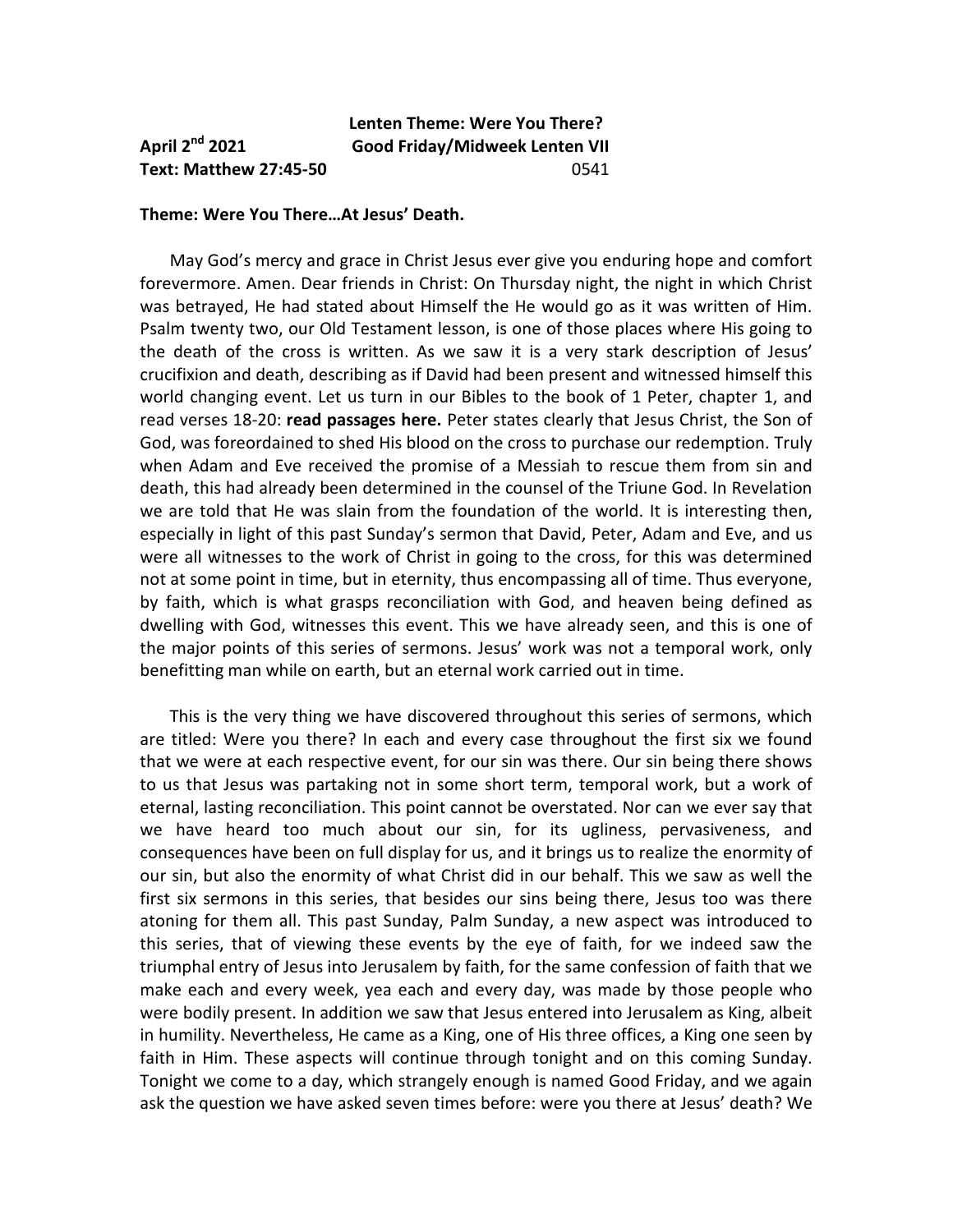**Lenten Theme: Were You There?**

**April 2nd 2021** **Good Friday/Midweek Lenten VII**

**Text: Matthew 27:45-50** 0541

**Theme: Were You There…At Jesus' Death.**

May God's mercy and grace in Christ Jesus ever give you enduring hope and comfort forevermore. Amen. Dear friends in Christ: On Thursday night, the night in which Christ was betrayed, He had stated about Himself the He would go as it was written of Him. Psalm twenty two, our Old Testament lesson, is one of those places where His going to the death of the cross is written. As we saw it is a very stark description of Jesus' crucifixion and death, describing as if David had been present and witnessed himself this world changing event. Let us turn in our Bibles to the book of 1 Peter, chapter 1, and read verses 18-20: **read passages here.** Peter states clearly that Jesus Christ, the Son of God, was foreordained to shed His blood on the cross to purchase our redemption. Truly when Adam and Eve received the promise of a Messiah to rescue them from sin and death, this had already been determined in the counsel of the Triune God. In Revelation we are told that He was slain from the foundation of the world. It is interesting then, especially in light of this past Sunday's sermon that David, Peter, Adam and Eve, and us were all witnesses to the work of Christ in going to the cross, for this was determined not at some point in time, but in eternity, thus encompassing all of time. Thus everyone, by faith, which is what grasps reconciliation with God, and heaven being defined as dwelling with God, witnesses this event. This we have already seen, and this is one of the major points of this series of sermons. Jesus' work was not a temporal work, only benefitting man while on earth, but an eternal work carried out in time.

This is the very thing we have discovered throughout this series of sermons, which are titled: Were you there? In each and every case throughout the first six we found that we were at each respective event, for our sin was there. Our sin being there shows to us that Jesus was partaking not in some short term, temporal work, but a work of eternal, lasting reconciliation. This point cannot be overstated. Nor can we ever say that we have heard too much about our sin, for its ugliness, pervasiveness, and consequences have been on full display for us, and it brings us to realize the enormity of our sin, but also the enormity of what Christ did in our behalf. This we saw as well the first six sermons in this series, that besides our sins being there, Jesus too was there atoning for them all. This past Sunday, Palm Sunday, a new aspect was introduced to this series, that of viewing these events by the eye of faith, for we indeed saw the triumphal entry of Jesus into Jerusalem by faith, for the same confession of faith that we make each and every week, yea each and every day, was made by those people who were bodily present. In addition we saw that Jesus entered into Jerusalem as King, albeit in humility. Nevertheless, He came as a King, one of His three offices, a King one seen by faith in Him. These aspects will continue through tonight and on this coming Sunday. Tonight we come to a day, which strangely enough is named Good Friday, and we again ask the question we have asked seven times before: were you there at Jesus' death? We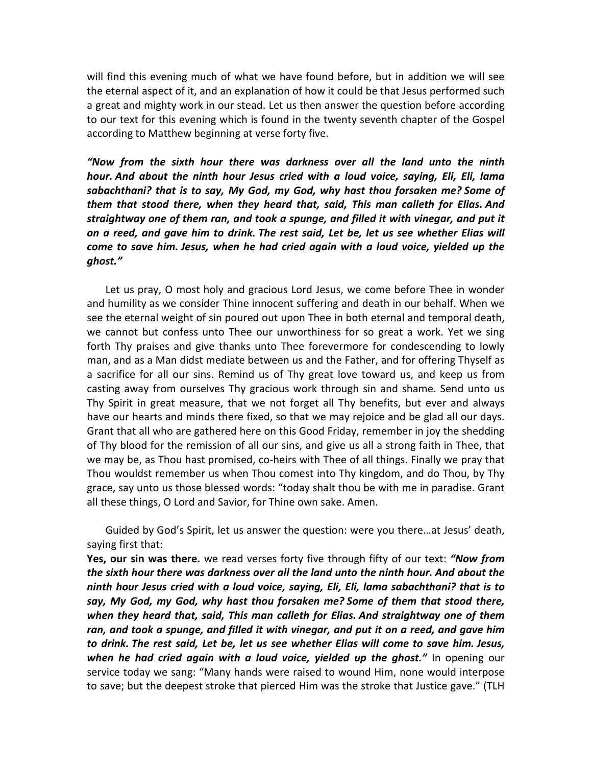will find this evening much of what we have found before, but in addition we will see the eternal aspect of it, and an explanation of how it could be that Jesus performed such a great and mighty work in our stead. Let us then answer the question before according to our text for this evening which is found in the twenty seventh chapter of the Gospel according to Matthew beginning at verse forty five.

***"Now from the sixth hour there was darkness over all the land unto the ninth hour. And about the ninth hour Jesus cried with a loud voice, saying, Eli, Eli, lama sabachthani? that is to say, My God, my God, why hast thou forsaken me? Some of them that stood there, when they heard that, said, This man calleth for Elias. And straightway one of them ran, and took a spunge, and filled it with vinegar, and put it on a reed, and gave him to drink. The rest said, Let be, let us see whether Elias will come to save him. Jesus, when he had cried again with a loud voice, yielded up the ghost."***

Let us pray, O most holy and gracious Lord Jesus, we come before Thee in wonder and humility as we consider Thine innocent suffering and death in our behalf. When we see the eternal weight of sin poured out upon Thee in both eternal and temporal death, we cannot but confess unto Thee our unworthiness for so great a work. Yet we sing forth Thy praises and give thanks unto Thee forevermore for condescending to lowly man, and as a Man didst mediate between us and the Father, and for offering Thyself as a sacrifice for all our sins. Remind us of Thy great love toward us, and keep us from casting away from ourselves Thy gracious work through sin and shame. Send unto us Thy Spirit in great measure, that we not forget all Thy benefits, but ever and always have our hearts and minds there fixed, so that we may rejoice and be glad all our days. Grant that all who are gathered here on this Good Friday, remember in joy the shedding of Thy blood for the remission of all our sins, and give us all a strong faith in Thee, that we may be, as Thou hast promised, co-heirs with Thee of all things. Finally we pray that Thou wouldst remember us when Thou comest into Thy kingdom, and do Thou, by Thy grace, say unto us those blessed words: "today shalt thou be with me in paradise. Grant all these things, O Lord and Savior, for Thine own sake. Amen.

Guided by God's Spirit, let us answer the question: were you there…at Jesus' death, saying first that:

**Yes, our sin was there.** we read verses forty five through fifty of our text: ***"Now from the sixth hour there was darkness over all the land unto the ninth hour. And about the ninth hour Jesus cried with a loud voice, saying, Eli, Eli, lama sabachthani? that is to say, My God, my God, why hast thou forsaken me? Some of them that stood there, when they heard that, said, This man calleth for Elias. And straightway one of them ran, and took a spunge, and filled it with vinegar, and put it on a reed, and gave him to drink. The rest said, Let be, let us see whether Elias will come to save him. Jesus, when he had cried again with a loud voice, yielded up the ghost."*** In opening our service today we sang: "Many hands were raised to wound Him, none would interpose to save; but the deepest stroke that pierced Him was the stroke that Justice gave." (TLH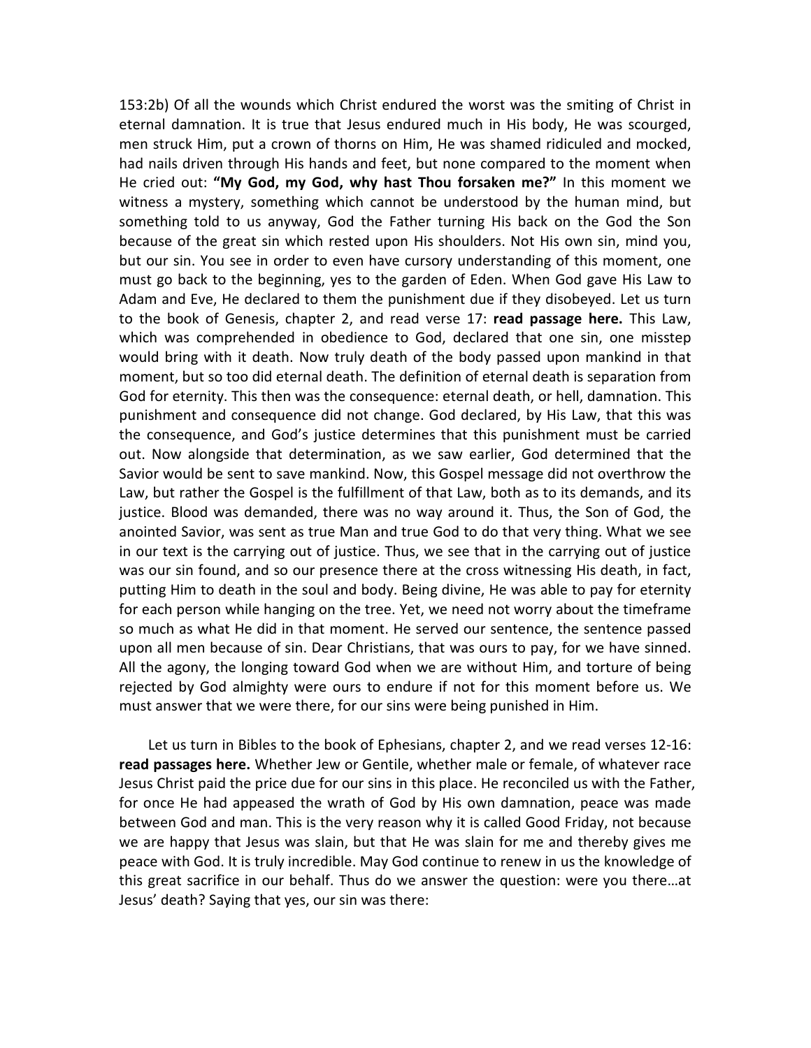153:2b) Of all the wounds which Christ endured the worst was the smiting of Christ in eternal damnation. It is true that Jesus endured much in His body, He was scourged, men struck Him, put a crown of thorns on Him, He was shamed ridiculed and mocked, had nails driven through His hands and feet, but none compared to the moment when He cried out: **"My God, my God, why hast Thou forsaken me?"** In this moment we witness a mystery, something which cannot be understood by the human mind, but something told to us anyway, God the Father turning His back on the God the Son because of the great sin which rested upon His shoulders. Not His own sin, mind you, but our sin. You see in order to even have cursory understanding of this moment, one must go back to the beginning, yes to the garden of Eden. When God gave His Law to Adam and Eve, He declared to them the punishment due if they disobeyed. Let us turn to the book of Genesis, chapter 2, and read verse 17: **read passage here.** This Law, which was comprehended in obedience to God, declared that one sin, one misstep would bring with it death. Now truly death of the body passed upon mankind in that moment, but so too did eternal death. The definition of eternal death is separation from God for eternity. This then was the consequence: eternal death, or hell, damnation. This punishment and consequence did not change. God declared, by His Law, that this was the consequence, and God's justice determines that this punishment must be carried out. Now alongside that determination, as we saw earlier, God determined that the Savior would be sent to save mankind. Now, this Gospel message did not overthrow the Law, but rather the Gospel is the fulfillment of that Law, both as to its demands, and its justice. Blood was demanded, there was no way around it. Thus, the Son of God, the anointed Savior, was sent as true Man and true God to do that very thing. What we see in our text is the carrying out of justice. Thus, we see that in the carrying out of justice was our sin found, and so our presence there at the cross witnessing His death, in fact, putting Him to death in the soul and body. Being divine, He was able to pay for eternity for each person while hanging on the tree. Yet, we need not worry about the timeframe so much as what He did in that moment. He served our sentence, the sentence passed upon all men because of sin. Dear Christians, that was ours to pay, for we have sinned. All the agony, the longing toward God when we are without Him, and torture of being rejected by God almighty were ours to endure if not for this moment before us. We must answer that we were there, for our sins were being punished in Him.

Let us turn in Bibles to the book of Ephesians, chapter 2, and we read verses 12-16: **read passages here.** Whether Jew or Gentile, whether male or female, of whatever race Jesus Christ paid the price due for our sins in this place. He reconciled us with the Father, for once He had appeased the wrath of God by His own damnation, peace was made between God and man. This is the very reason why it is called Good Friday, not because we are happy that Jesus was slain, but that He was slain for me and thereby gives me peace with God. It is truly incredible. May God continue to renew in us the knowledge of this great sacrifice in our behalf. Thus do we answer the question: were you there…at Jesus' death? Saying that yes, our sin was there: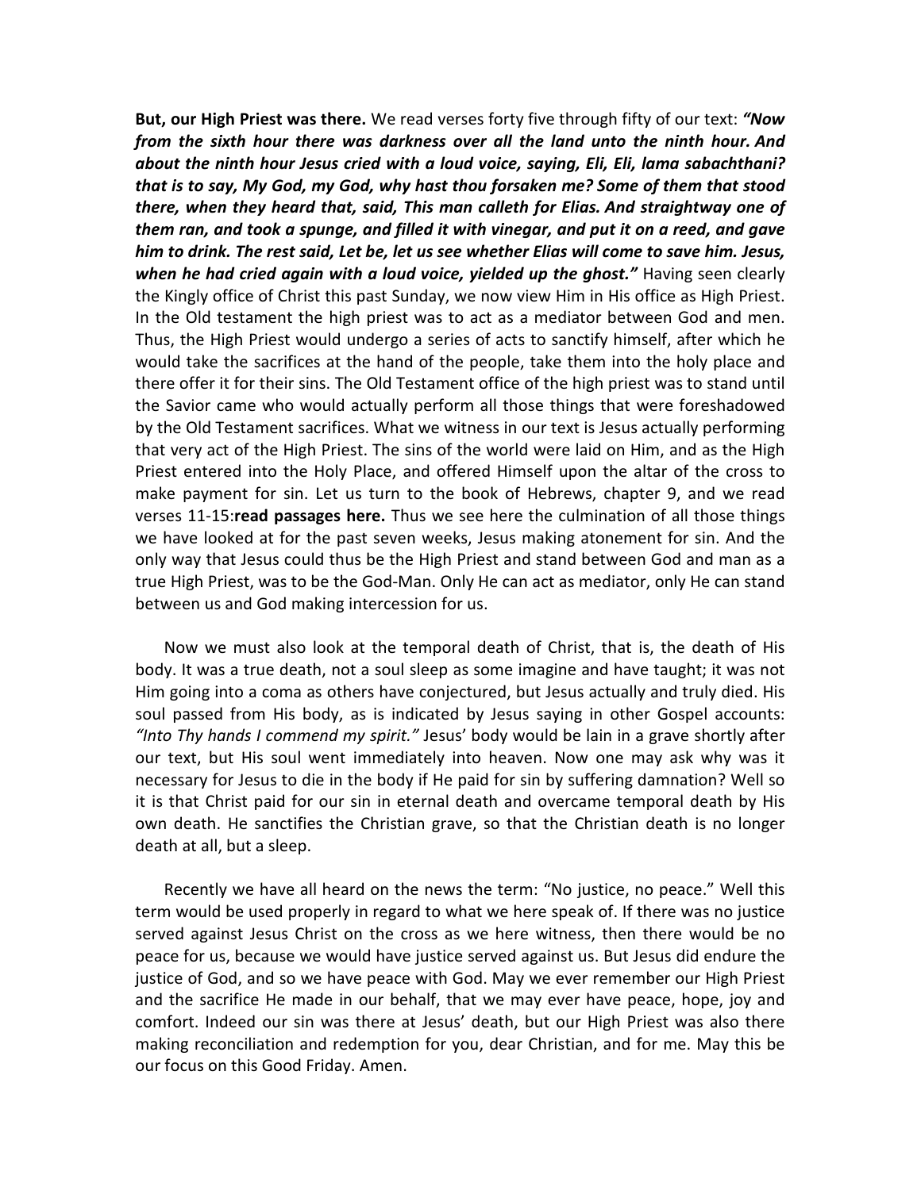**But, our High Priest was there.** We read verses forty five through fifty of our text: ***"Now from the sixth hour there was darkness over all the land unto the ninth hour. And about the ninth hour Jesus cried with a loud voice, saying, Eli, Eli, lama sabachthani? that is to say, My God, my God, why hast thou forsaken me? Some of them that stood there, when they heard that, said, This man calleth for Elias. And straightway one of them ran, and took a spunge, and filled it with vinegar, and put it on a reed, and gave him to drink. The rest said, Let be, let us see whether Elias will come to save him. Jesus, when he had cried again with a loud voice, yielded up the ghost."*** Having seen clearly the Kingly office of Christ this past Sunday, we now view Him in His office as High Priest. In the Old testament the high priest was to act as a mediator between God and men. Thus, the High Priest would undergo a series of acts to sanctify himself, after which he would take the sacrifices at the hand of the people, take them into the holy place and there offer it for their sins. The Old Testament office of the high priest was to stand until the Savior came who would actually perform all those things that were foreshadowed by the Old Testament sacrifices. What we witness in our text is Jesus actually performing that very act of the High Priest. The sins of the world were laid on Him, and as the High Priest entered into the Holy Place, and offered Himself upon the altar of the cross to make payment for sin. Let us turn to the book of Hebrews, chapter 9, and we read verses 11-15:**read passages here.** Thus we see here the culmination of all those things we have looked at for the past seven weeks, Jesus making atonement for sin. And the only way that Jesus could thus be the High Priest and stand between God and man as a true High Priest, was to be the God-Man. Only He can act as mediator, only He can stand between us and God making intercession for us.

Now we must also look at the temporal death of Christ, that is, the death of His body. It was a true death, not a soul sleep as some imagine and have taught; it was not Him going into a coma as others have conjectured, but Jesus actually and truly died. His soul passed from His body, as is indicated by Jesus saying in other Gospel accounts: *"Into Thy hands I commend my spirit."* Jesus' body would be lain in a grave shortly after our text, but His soul went immediately into heaven. Now one may ask why was it necessary for Jesus to die in the body if He paid for sin by suffering damnation? Well so it is that Christ paid for our sin in eternal death and overcame temporal death by His own death. He sanctifies the Christian grave, so that the Christian death is no longer death at all, but a sleep.

Recently we have all heard on the news the term: "No justice, no peace." Well this term would be used properly in regard to what we here speak of. If there was no justice served against Jesus Christ on the cross as we here witness, then there would be no peace for us, because we would have justice served against us. But Jesus did endure the justice of God, and so we have peace with God. May we ever remember our High Priest and the sacrifice He made in our behalf, that we may ever have peace, hope, joy and comfort. Indeed our sin was there at Jesus' death, but our High Priest was also there making reconciliation and redemption for you, dear Christian, and for me. May this be our focus on this Good Friday. Amen.